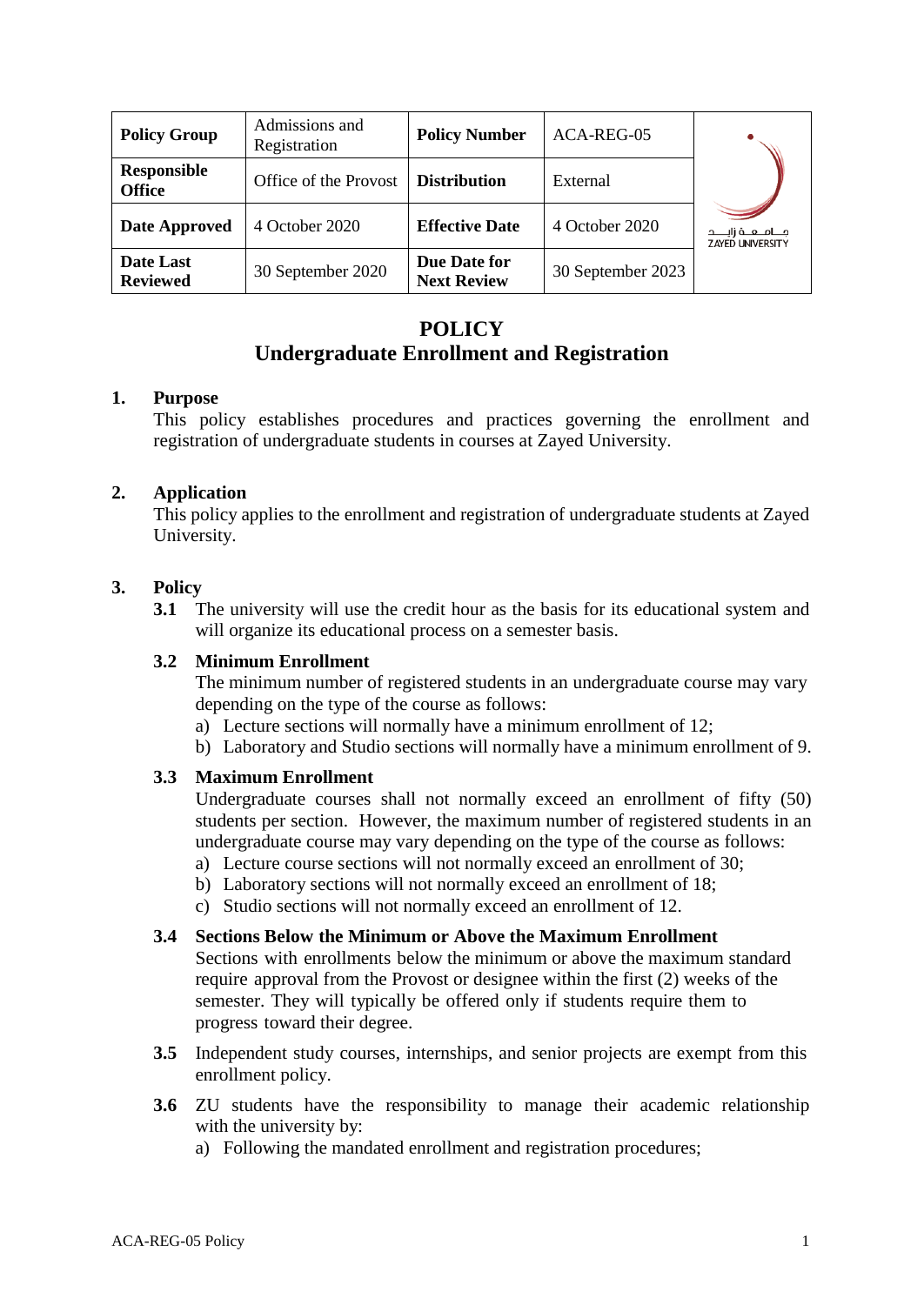| Policy Group | Admissions and Registration | Policy Number | ACA-REG-05 |
|---|---|---|---|
| Responsible Office | Office of the Provost | Distribution | External |
| Date Approved | 4 October 2020 | Effective Date | 4 October 2020 |
| Date Last Reviewed | 30 September 2020 | Due Date for Next Review | 30 September 2023 |

# POLICY
## Undergraduate Enrollment and Registration

**1. Purpose**

This policy establishes procedures and practices governing the enrollment and registration of undergraduate students in courses at Zayed University.

**2. Application**

This policy applies to the enrollment and registration of undergraduate students at Zayed University.

**3. Policy**

**3.1** The university will use the credit hour as the basis for its educational system and will organize its educational process on a semester basis.

**3.2 Minimum Enrollment**

The minimum number of registered students in an undergraduate course may vary depending on the type of the course as follows:

a) Lecture sections will normally have a minimum enrollment of 12;
b) Laboratory and Studio sections will normally have a minimum enrollment of 9.

**3.3 Maximum Enrollment**

Undergraduate courses shall not normally exceed an enrollment of fifty (50) students per section. However, the maximum number of registered students in an undergraduate course may vary depending on the type of the course as follows:

a) Lecture course sections will not normally exceed an enrollment of 30;
b) Laboratory sections will not normally exceed an enrollment of 18;
c) Studio sections will not normally exceed an enrollment of 12.

**3.4 Sections Below the Minimum or Above the Maximum Enrollment**

Sections with enrollments below the minimum or above the maximum standard require approval from the Provost or designee within the first (2) weeks of the semester. They will typically be offered only if students require them to progress toward their degree.

**3.5** Independent study courses, internships, and senior projects are exempt from this enrollment policy.

**3.6** ZU students have the responsibility to manage their academic relationship with the university by:

a) Following the mandated enrollment and registration procedures;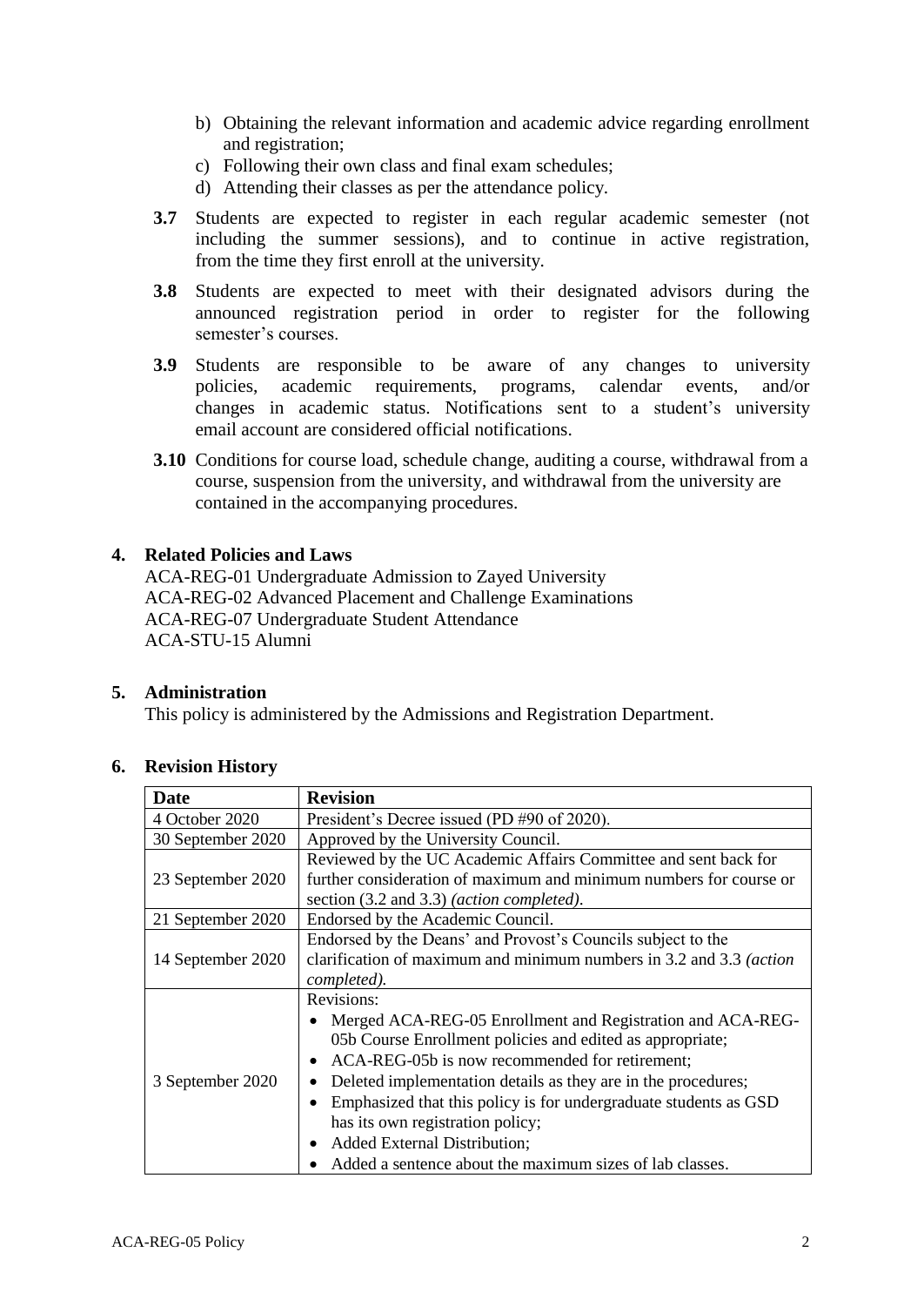b) Obtaining the relevant information and academic advice regarding enrollment and registration;
c) Following their own class and final exam schedules;
d) Attending their classes as per the attendance policy.

**3.7** Students are expected to register in each regular academic semester (not including the summer sessions), and to continue in active registration, from the time they first enroll at the university.

**3.8** Students are expected to meet with their designated advisors during the announced registration period in order to register for the following semester's courses.

**3.9** Students are responsible to be aware of any changes to university policies, academic requirements, programs, calendar events, and/or changes in academic status. Notifications sent to a student's university email account are considered official notifications.

**3.10** Conditions for course load, schedule change, auditing a course, withdrawal from a course, suspension from the university, and withdrawal from the university are contained in the accompanying procedures.

## 4. Related Policies and Laws

ACA-REG-01 Undergraduate Admission to Zayed University
ACA-REG-02 Advanced Placement and Challenge Examinations
ACA-REG-07 Undergraduate Student Attendance
ACA-STU-15 Alumni

## 5. Administration

This policy is administered by the Admissions and Registration Department.

## 6. Revision History

| Date | Revision |
|---|---|
| 4 October 2020 | President's Decree issued (PD #90 of 2020). |
| 30 September 2020 | Approved by the University Council. |
| 23 September 2020 | Reviewed by the UC Academic Affairs Committee and sent back for further consideration of maximum and minimum numbers for course or section (3.2 and 3.3) *(action completed)*. |
| 21 September 2020 | Endorsed by the Academic Council. |
| 14 September 2020 | Endorsed by the Deans' and Provost's Councils subject to the clarification of maximum and minimum numbers in 3.2 and 3.3 *(action completed).* |
| 3 September 2020 | Revisions:<br>• Merged ACA-REG-05 Enrollment and Registration and ACA-REG-05b Course Enrollment policies and edited as appropriate;<br>• ACA-REG-05b is now recommended for retirement;<br>• Deleted implementation details as they are in the procedures;<br>• Emphasized that this policy is for undergraduate students as GSD has its own registration policy;<br>• Added External Distribution;<br>• Added a sentence about the maximum sizes of lab classes. |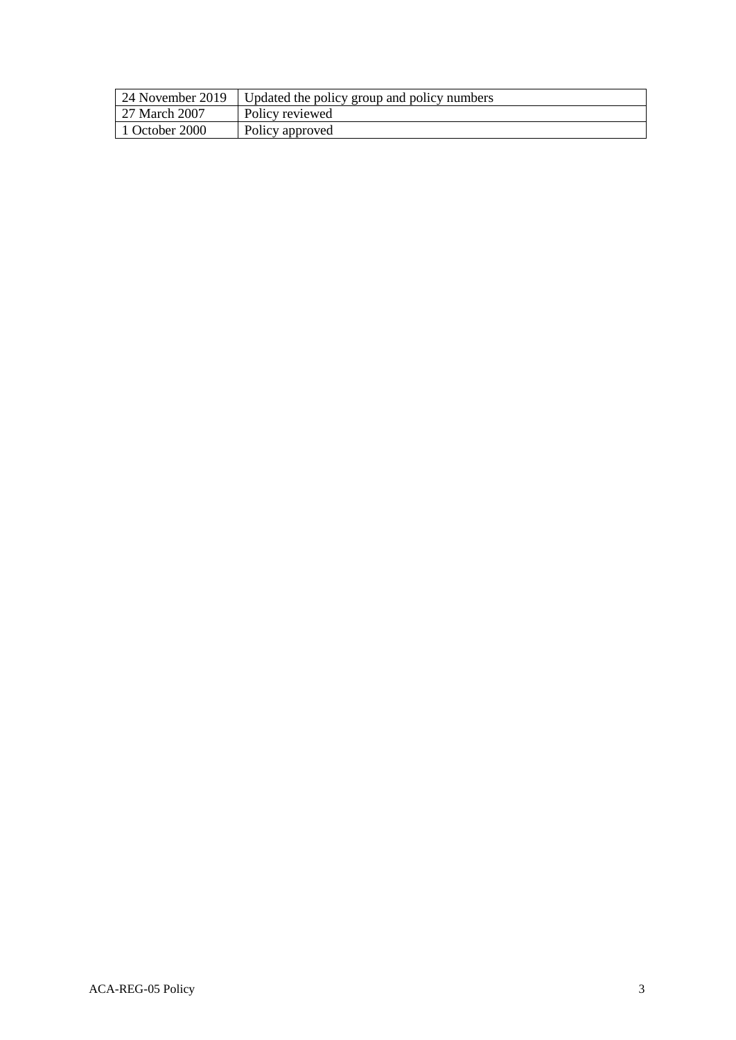| | |
|---|---|
| 24 November 2019 | Updated the policy group and policy numbers |
| 27 March 2007 | Policy reviewed |
| 1 October 2000 | Policy approved |